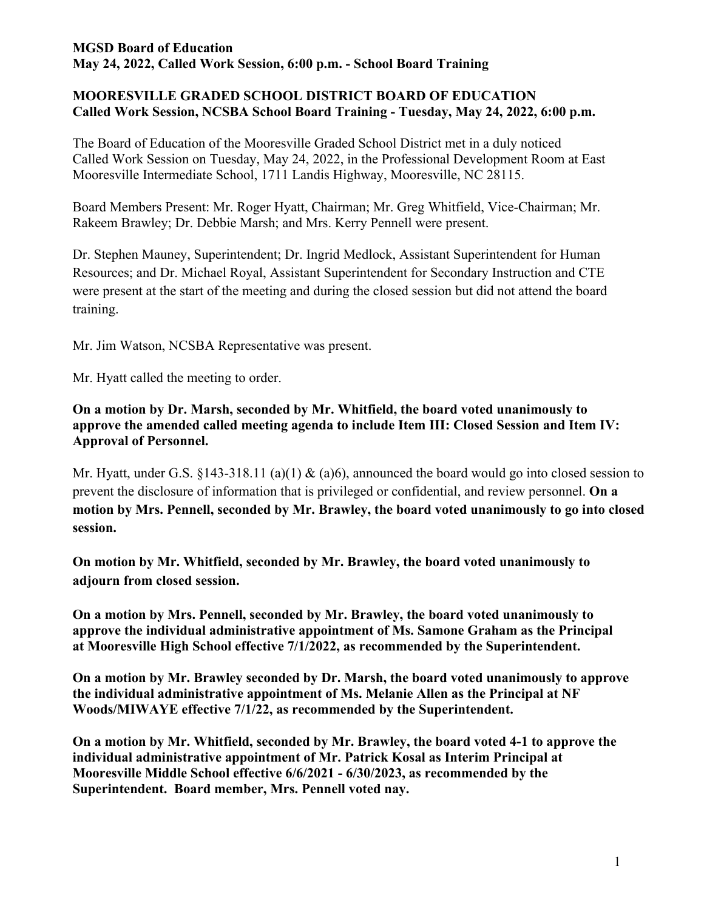# MOORESVILLE GRADED SCHOOL DISTRICT BOARD OF EDUCATION

## Called Work Session, NCSBA School Board Training - Tuesday, May 24, 2022, 6:00 p.m.

The Board of Education of the Mooresville Graded School District met in a duly noticed Called Work Session on Tuesday, May 24, 2022, in the Professional Development Room at East Mooresville Intermediate School, 1711 Landis Highway, Mooresville, NC 28115.

Board Members Present: Mr. Roger Hyatt, Chairman; Mr. Greg Whitfield, Vice-Chairman; Mr. Rakeem Brawley; Dr. Debbie Marsh; and Mrs. Kerry Pennell were present.

Dr. Stephen Mauney, Superintendent; Dr. Ingrid Medlock, Assistant Superintendent for Human Resources; and Dr. Michael Royal, Assistant Superintendent for Secondary Instruction and CTE were present at the start of the meeting and during the closed session but did not attend the board training.

Mr. Jim Watson, NCSBA Representative was present.

Mr. Hyatt called the meeting to order.

**On a motion by Dr. Marsh, seconded by Mr. Whitfield, the board voted unanimously to approve the amended called meeting agenda to include Item III: Closed Session and Item IV: Approval of Personnel.**

Mr. Hyatt, under G.S. §143-318.11 (a)(1) & (a)6), announced the board would go into closed session to prevent the disclosure of information that is privileged or confidential, and review personnel. **On a motion by Mrs. Pennell, seconded by Mr. Brawley, the board voted unanimously to go into closed session.**

**On motion by Mr. Whitfield, seconded by Mr. Brawley, the board voted unanimously to adjourn from closed session.**

**On a motion by Mrs. Pennell, seconded by Mr. Brawley, the board voted unanimously to approve the individual administrative appointment of Ms. Samone Graham as the Principal at Mooresville High School effective 7/1/2022, as recommended by the Superintendent.**

**On a motion by Mr. Brawley seconded by Dr. Marsh, the board voted unanimously to approve the individual administrative appointment of Ms. Melanie Allen as the Principal at NF Woods/MIWAYE effective 7/1/22, as recommended by the Superintendent.**

**On a motion by Mr. Whitfield, seconded by Mr. Brawley, the board voted 4-1 to approve the individual administrative appointment of Mr. Patrick Kosal as Interim Principal at Mooresville Middle School effective 6/6/2021 - 6/30/2023, as recommended by the Superintendent. Board member, Mrs. Pennell voted nay.**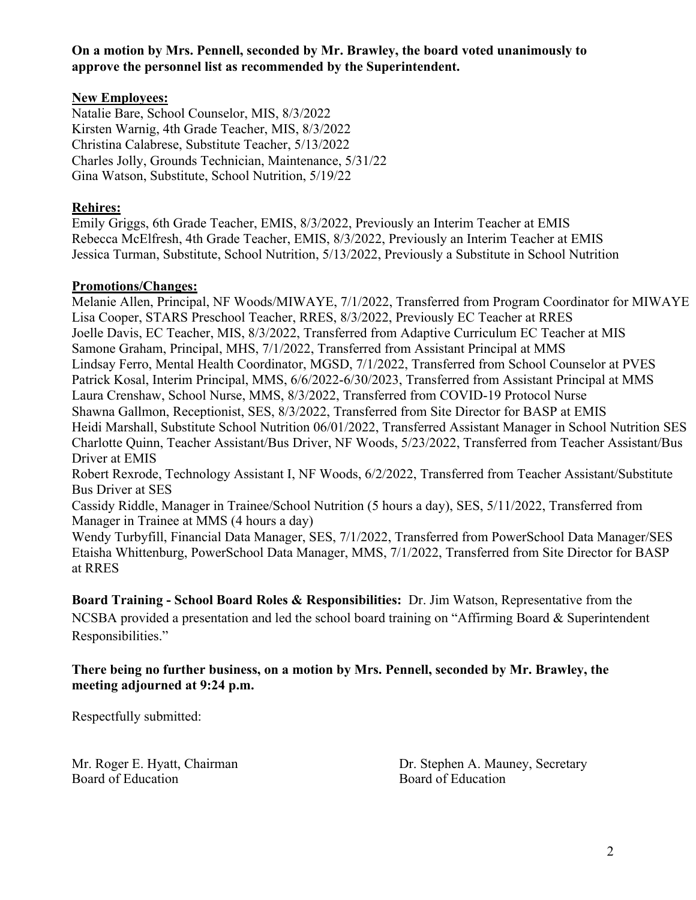**On a motion by Mrs. Pennell, seconded by Mr. Brawley, the board voted unanimously to approve the personnel list as recommended by the Superintendent.**

**New Employees:**

Natalie Bare, School Counselor, MIS, 8/3/2022
Kirsten Warnig, 4th Grade Teacher, MIS, 8/3/2022
Christina Calabrese, Substitute Teacher, 5/13/2022
Charles Jolly, Grounds Technician, Maintenance, 5/31/22
Gina Watson, Substitute, School Nutrition, 5/19/22

**Rehires:**

Emily Griggs, 6th Grade Teacher, EMIS, 8/3/2022, Previously an Interim Teacher at EMIS
Rebecca McElfresh, 4th Grade Teacher, EMIS, 8/3/2022, Previously an Interim Teacher at EMIS
Jessica Turman, Substitute, School Nutrition, 5/13/2022, Previously a Substitute in School Nutrition

**Promotions/Changes:**

Melanie Allen, Principal, NF Woods/MIWAYE, 7/1/2022, Transferred from Program Coordinator for MIWAYE
Lisa Cooper, STARS Preschool Teacher, RRES, 8/3/2022, Previously EC Teacher at RRES
Joelle Davis, EC Teacher, MIS, 8/3/2022, Transferred from Adaptive Curriculum EC Teacher at MIS
Samone Graham, Principal, MHS, 7/1/2022, Transferred from Assistant Principal at MMS
Lindsay Ferro, Mental Health Coordinator, MGSD, 7/1/2022, Transferred from School Counselor at PVES
Patrick Kosal, Interim Principal, MMS, 6/6/2022-6/30/2023, Transferred from Assistant Principal at MMS
Laura Crenshaw, School Nurse, MMS, 8/3/2022, Transferred from COVID-19 Protocol Nurse
Shawna Gallmon, Receptionist, SES, 8/3/2022, Transferred from Site Director for BASP at EMIS
Heidi Marshall, Substitute School Nutrition 06/01/2022, Transferred Assistant Manager in School Nutrition SES
Charlotte Quinn, Teacher Assistant/Bus Driver, NF Woods, 5/23/2022, Transferred from Teacher Assistant/Bus Driver at EMIS
Robert Rexrode, Technology Assistant I, NF Woods, 6/2/2022, Transferred from Teacher Assistant/Substitute Bus Driver at SES
Cassidy Riddle, Manager in Trainee/School Nutrition (5 hours a day), SES, 5/11/2022, Transferred from Manager in Trainee at MMS (4 hours a day)
Wendy Turbyfill, Financial Data Manager, SES, 7/1/2022, Transferred from PowerSchool Data Manager/SES
Etaisha Whittenburg, PowerSchool Data Manager, MMS, 7/1/2022, Transferred from Site Director for BASP at RRES

**Board Training - School Board Roles & Responsibilities:** Dr. Jim Watson, Representative from the NCSBA provided a presentation and led the school board training on "Affirming Board & Superintendent Responsibilities."

**There being no further business, on a motion by Mrs. Pennell, seconded by Mr. Brawley, the meeting adjourned at 9:24 p.m.**

Respectfully submitted:

Mr. Roger E. Hyatt, Chairman
Board of Education

Dr. Stephen A. Mauney, Secretary
Board of Education